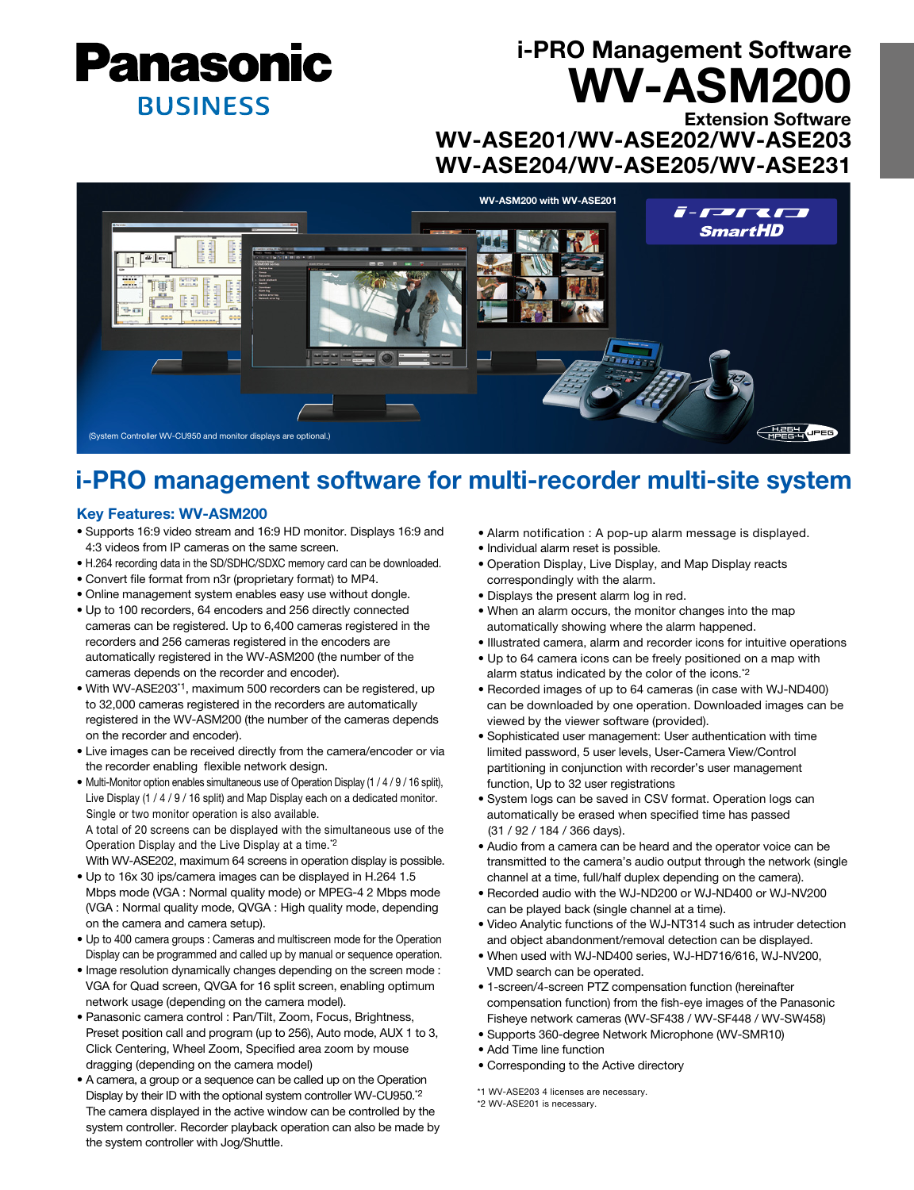Panasonic BUSINESS

# i-PRO Management Software WV-ASM200

Extension Software

## WV-ASE201/WV-ASE202/WV-ASE203 WV-ASE204/WV-ASE205/WV-ASE231

WV-ASM200 with WV-ASE201

(System Controller WV-CU950 and monitor displays are optional.)

# i-PRO management software for multi-recorder multi-site system

### Key Features: WV-ASM200

- Supports 16:9 video stream and 16:9 HD monitor. Displays 16:9 and 4:3 videos from IP cameras on the same screen.
- H.264 recording data in the SD/SDHC/SDXC memory card can be downloaded.
- Convert file format from n3r (proprietary format) to MP4.
- Online management system enables easy use without dongle.
- Up to 100 recorders, 64 encoders and 256 directly connected cameras can be registered. Up to 6,400 cameras registered in the recorders and 256 cameras registered in the encoders are automatically registered in the WV-ASM200 (the number of the cameras depends on the recorder and encoder).
- With WV-ASE203[*1], maximum 500 recorders can be registered, up to 32,000 cameras registered in the recorders are automatically registered in the WV-ASM200 (the number of the cameras depends on the recorder and encoder).
- Live images can be received directly from the camera/encoder or via the recorder enabling flexible network design.
- Multi-Monitor option enables simultaneous use of Operation Display (1 / 4 / 9 / 16 split), Live Display (1 / 4 / 9 / 16 split) and Map Display each on a dedicated monitor. Single or two monitor operation is also available.
  A total of 20 screens can be displayed with the simultaneous use of the Operation Display and the Live Display at a time.[*2]
  With WV-ASE202, maximum 64 screens in operation display is possible.
- Up to 16x 30 ips/camera images can be displayed in H.264 1.5 Mbps mode (VGA : Normal quality mode) or MPEG-4 2 Mbps mode (VGA : Normal quality mode, QVGA : High quality mode, depending on the camera and camera setup).
- Up to 400 camera groups : Cameras and multiscreen mode for the Operation Display can be programmed and called up by manual or sequence operation.
- Image resolution dynamically changes depending on the screen mode : VGA for Quad screen, QVGA for 16 split screen, enabling optimum network usage (depending on the camera model).
- Panasonic camera control : Pan/Tilt, Zoom, Focus, Brightness, Preset position call and program (up to 256), Auto mode, AUX 1 to 3, Click Centering, Wheel Zoom, Specified area zoom by mouse dragging (depending on the camera model)
- A camera, a group or a sequence can be called up on the Operation Display by their ID with the optional system controller WV-CU950.[*2]
  The camera displayed in the active window can be controlled by the system controller. Recorder playback operation can also be made by the system controller with Jog/Shuttle.
- Alarm notification : A pop-up alarm message is displayed.
- Individual alarm reset is possible.
- Operation Display, Live Display, and Map Display reacts correspondingly with the alarm.
- Displays the present alarm log in red.
- When an alarm occurs, the monitor changes into the map automatically showing where the alarm happened.
- Illustrated camera, alarm and recorder icons for intuitive operations
- Up to 64 camera icons can be freely positioned on a map with alarm status indicated by the color of the icons.[*2]
- Recorded images of up to 64 cameras (in case with WJ-ND400) can be downloaded by one operation. Downloaded images can be viewed by the viewer software (provided).
- Sophisticated user management: User authentication with time limited password, 5 user levels, User-Camera View/Control partitioning in conjunction with recorder's user management function, Up to 32 user registrations
- System logs can be saved in CSV format. Operation logs can automatically be erased when specified time has passed (31 / 92 / 184 / 366 days).
- Audio from a camera can be heard and the operator voice can be transmitted to the camera's audio output through the network (single channel at a time, full/half duplex depending on the camera).
- Recorded audio with the WJ-ND200 or WJ-ND400 or WJ-NV200 can be played back (single channel at a time).
- Video Analytic functions of the WJ-NT314 such as intruder detection and object abandonment/removal detection can be displayed.
- When used with WJ-ND400 series, WJ-HD716/616, WJ-NV200, VMD search can be operated.
- 1-screen/4-screen PTZ compensation function (hereinafter compensation function) from the fish-eye images of the Panasonic Fisheye network cameras (WV-SF438 / WV-SF448 / WV-SW458)
- Supports 360-degree Network Microphone (WV-SMR10)
- Add Time line function
- Corresponding to the Active directory

*1 WV-ASE203 4 licenses are necessary.
*2 WV-ASE201 is necessary.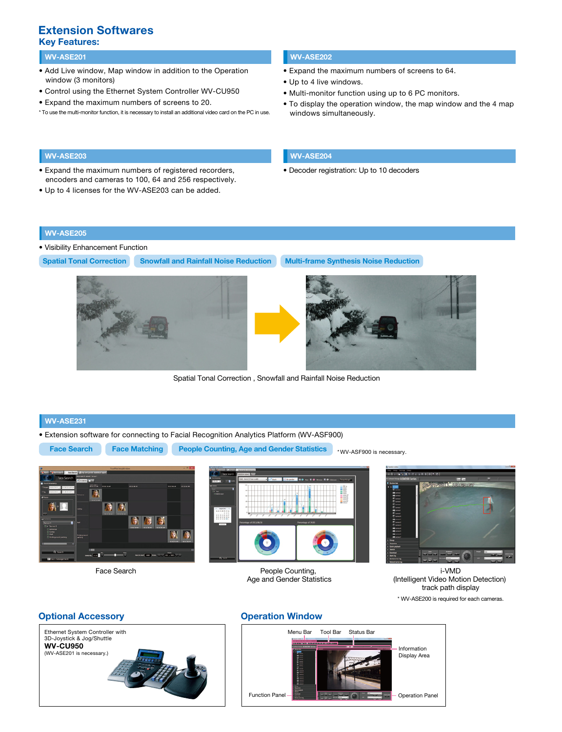# Extension Softwares

## Key Features:

### WV-ASE201

- Add Live window, Map window in addition to the Operation window (3 monitors)
- Control using the Ethernet System Controller WV-CU950
- Expand the maximum numbers of screens to 20.

* To use the multi-monitor function, it is necessary to install an additional video card on the PC in use.

### WV-ASE202

- Expand the maximum numbers of screens to 64.
- Up to 4 live windows.
- Multi-monitor function using up to 6 PC monitors.
- To display the operation window, the map window and the 4 map windows simultaneously.

### WV-ASE203

- Expand the maximum numbers of registered recorders, encoders and cameras to 100, 64 and 256 respectively.
- Up to 4 licenses for the WV-ASE203 can be added.

### WV-ASE204

- Decoder registration: Up to 10 decoders

### WV-ASE205

- Visibility Enhancement Function

Spatial Tonal Correction | Snowfall and Rainfall Noise Reduction | Multi-frame Synthesis Noise Reduction

Spatial Tonal Correction , Snowfall and Rainfall Noise Reduction

### WV-ASE231

- Extension software for connecting to Facial Recognition Analytics Platform (WV-ASF900)

Face Search | Face Matching | People Counting, Age and Gender Statistics

*WV-ASF900 is necessary.

Face Search

People Counting, Age and Gender Statistics

i-VMD (Intelligent Video Motion Detection) track path display

* WV-ASE200 is required for each cameras.

## Optional Accessory

Ethernet System Controller with 3D-Joystick & Jog/Shuttle

**WV-CU950**

(WV-ASE201 is necessary.)

## Operation Window

Menu Bar, Tool Bar, Status Bar, Information Display Area, Function Panel, Operation Panel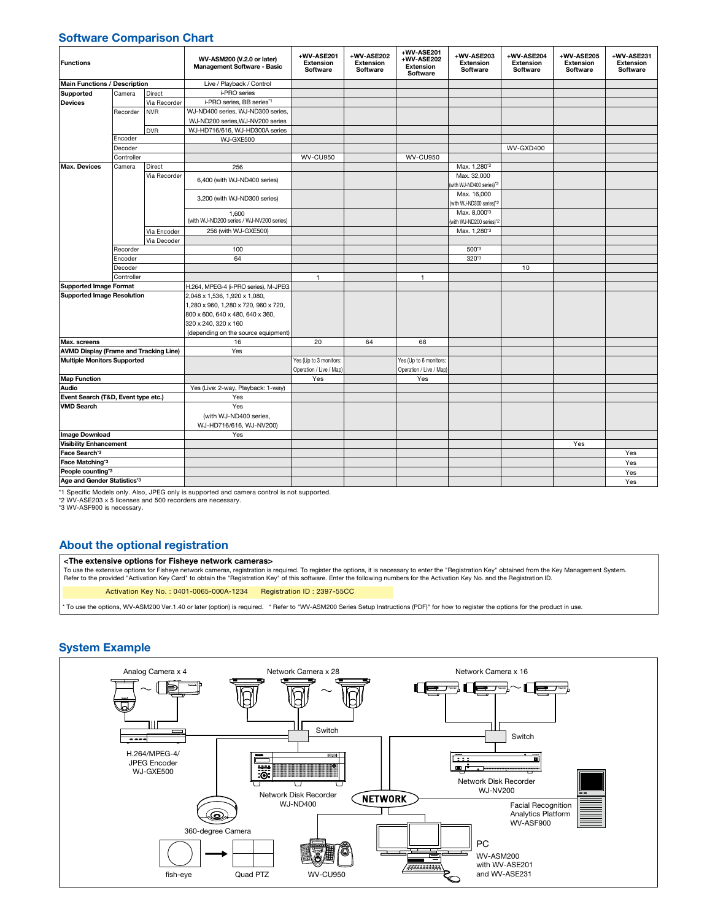## Software Comparison Chart

| Functions | | | WV-ASM200 (V.2.0 or later) Management Software - Basic | +WV-ASE201 Extension Software | +WV-ASE202 Extension Software | +WV-ASE201 +WV-ASE202 Extension Software | +WV-ASE203 Extension Software | +WV-ASE204 Extension Software | +WV-ASE205 Extension Software | +WV-ASE231 Extension Software |
|---|---|---|---|---|---|---|---|---|---|---|
| Main Functions / Description | | | Live / Playback / Control | | | | | | | |
| Supported Devices | Camera | Direct | i-PRO series | | | | | | | |
| | | Via Recorder | i-PRO series, BB series*1 | | | | | | | |
| | Recorder | NVR | WJ-ND400 series, WJ-ND300 series, WJ-ND200 series, WJ-NV200 series | | | | | | | |
| | | DVR | WJ-HD716/616, WJ-HD300A series | | | | | | | |
| | Encoder | | WJ-GXE500 | | | | | | | |
| | Decoder | | | | | | | WV-GXD400 | | |
| | Controller | | | WV-CU950 | | WV-CU950 | | | | |
| Max. Devices | Camera | Direct | 256 | | | | Max. 1,280*2 | | | |
| | | Via Recorder | 6,400 (with WJ-ND400 series) | | | | Max. 32,000 (with WJ-ND400 series)*2 | | | |
| | | | 3,200 (with WJ-ND300 series) | | | | Max. 16,000 (with WJ-ND300 series)*2 | | | |
| | | | 1,600 (with WJ-ND200 series / WJ-NV200 series) | | | | Max. 8,000*3 (with WJ-ND200 series)*2 | | | |
| | | Via Encoder | 256 (with WJ-GXE500) | | | | Max. 1,280*3 | | | |
| | | Via Decoder | | | | | | | | |
| | Recorder | | 100 | | | | 500*3 | | | |
| | Encoder | | 64 | | | | 320*3 | | | |
| | Decoder | | | | | | | 10 | | |
| | Controller | | | 1 | | 1 | | | | |
| Supported Image Format | | | H.264, MPEG-4 (i-PRO series), M-JPEG | | | | | | | |
| Supported Image Resolution | | | 2,048 x 1,536, 1,920 x 1,080, 1,280 x 960, 1,280 x 720, 960 x 720, 800 x 600, 640 x 480, 640 x 360, 320 x 240, 320 x 160 (depending on the source equipment) | | | | | | | |
| Max. screens | | | 16 | 20 | 64 | 68 | | | | |
| AVMD Display (Frame and Tracking Line) | | | Yes | | | | | | | |
| Multiple Monitors Supported | | | | Yes (Up to 3 monitors: Operation / Live / Map) | | Yes (Up to 6 monitors: Operation / Live / Map) | | | | |
| Map Function | | | | Yes | | Yes | | | | |
| Audio | | | Yes (Live: 2-way, Playback: 1-way) | | | | | | | |
| Event Search (T&D, Event type etc.) | | | Yes | | | | | | | |
| VMD Search | | | Yes (with WJ-ND400 series, WJ-HD716/616, WJ-NV200) | | | | | | | |
| Image Download | | | Yes | | | | | | | |
| Visibility Enhancement | | | | | | | | | Yes | |
| Face Search*3 | | | | | | | | | | Yes |
| Face Matching*3 | | | | | | | | | | Yes |
| People counting*3 | | | | | | | | | | Yes |
| Age and Gender Statistics*3 | | | | | | | | | | Yes |

*1 Specific Models only. Also, JPEG only is supported and camera control is not supported.
*2 WV-ASE203 x 5 licenses and 500 recorders are necessary.
*3 WV-ASF900 is necessary.

## About the optional registration

**<The extensive options for Fisheye network cameras>**

To use the extensive options for Fisheye network cameras, registration is required. To register the options, it is necessary to enter the "Registration Key" obtained from the Key Management System. Refer to the provided "Activation Key Card" to obtain the "Registration Key" of this software. Enter the following numbers for the Activation Key No. and the Registration ID.

Activation Key No. : 0401-0065-000A-1234    Registration ID : 2397-55CC

* To use the options, WV-ASM200 Ver.1.40 or later (option) is required.   * Refer to "WV-ASM200 Series Setup Instructions (PDF)" for how to register the options for the product in use.

## System Example

Analog Camera x 4
Network Camera x 28
Network Camera x 16
Switch
Switch
H.264/MPEG-4/ JPEG Encoder WJ-GXE500
Network Disk Recorder WJ-NV200
Network Disk Recorder WJ-ND400
NETWORK
Facial Recognition Analytics Platform WV-ASF900
360-degree Camera
PC
WV-ASM200 with WV-ASE201 and WV-ASE231
fish-eye
Quad PTZ
WV-CU950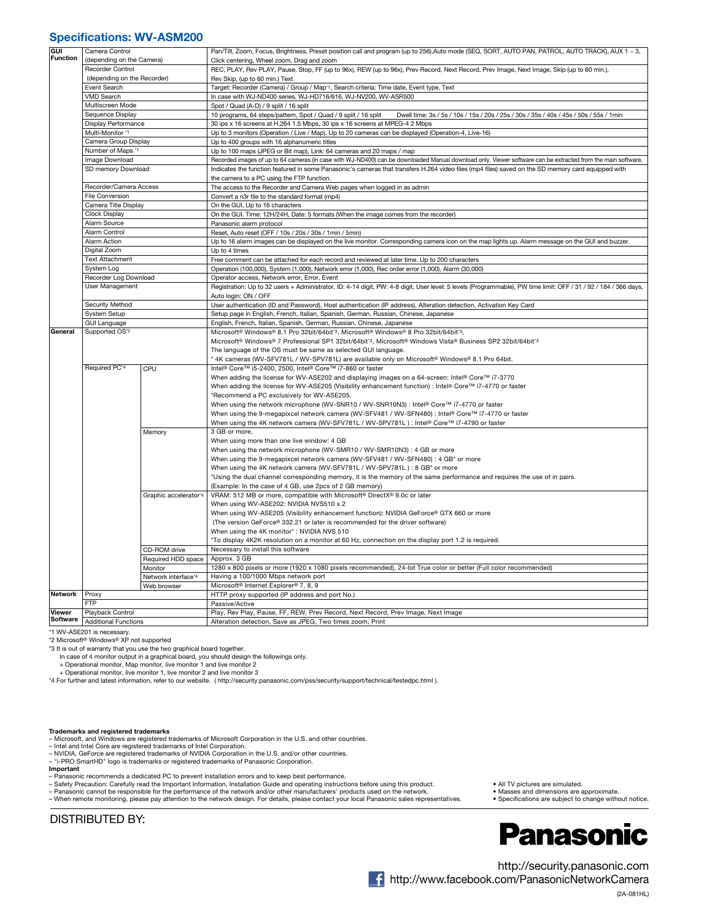## Specifications: WV-ASM200

| | | | |
|---|---|---|---|
| GUI Function | Camera Control (depending on the Camera) | | Pan/Tilt, Zoom, Focus, Brightness, Preset position call and program (up to 256),Auto mode (SEQ, SORT, AUTO PAN, PATROL, AUTO TRACK), AUX 1 ~ 3, Click centering, Wheel zoom, Drag and zoom |
| | Recorder Control (depending on the Recorder) | | REC, PLAY, Rev PLAY, Pause, Stop, FF (up to 96x), REW (up to 96x), Prev Record, Next Record, Prev Image, Next Image, Skip (up to 60 min.), Rev Skip, (up to 60 min.) Text |
| | Event Search | | Target: Recorder (Camera) / Group / Map*1, Search criteria: Time date, Event type, Text |
| | VMD Search | | In case with WJ-ND400 series, WJ-HD716/616, WJ-NV200, WV-ASR500 |
| | Multiscreen Mode | | Spot / Quad (A-D) / 9 split / 16 split |
| | Sequence Display | | 10 programs, 64 steps/pattern, Spot / Quad / 9 split / 16 split Dwell time: 3s / 5s / 10s / 15s / 20s / 25s / 30s / 35s / 40s / 45s / 50s / 55s / 1min |
| | Display Performance | | 30 ips x 16 screens at H.264 1.5 Mbps, 30 ips x 16 screens at MPEG-4 2 Mbps |
| | Multi-Monitor *1 | | Up to 3 monitors (Operation / Live / Map), Up to 20 cameras can be displayed (Operation-4, Live-16) |
| | Camera Group Display | | Up to 400 groups with 16 alphanumeric titles |
| | Number of Maps *1 | | Up to 100 maps (JPEG or Bit map), Link: 64 cameras and 20 maps / map |
| | Image Download | | Recorded images of up to 64 cameras (in case with WJ-ND400) can be downloaded Manual download only. Viewer software can be extracted from the main software. |
| | SD memory Download | | Indicates the function featured in some Panasonic's cameras that transfers H.264 video files (mp4 files) saved on the SD memory card equipped with the camera to a PC using the FTP function. |
| | Recorder/Camera Access | | The access to the Recorder and Camera Web pages when logged in as admin |
| | File Conversion | | Convert a n3r file to the standard format (mp4) |
| | Camera Title Display | | On the GUI, Up to 16 characters |
| | Clock Display | | On the GUI. Time: 12H/24H, Date: 5 formats (When the image comes from the recorder) |
| | Alarm Source | | Panasonic alarm protocol |
| | Alarm Control | | Reset, Auto reset (OFF / 10s / 20s / 30s / 1min / 5min) |
| | Alarm Action | | Up to 16 alarm images can be displayed on the live monitor. Corresponding camera icon on the map lights up. Alarm message on the GUI and buzzer. |
| | Digital Zoom | | Up to 4 times |
| | Text Attachment | | Free comment can be attached for each record and reviewed at later time. Up to 200 characters |
| | System Log | | Operation (100,000), System (1,000), Network error (1,000), Rec order error (1,000), Alarm (30,000) |
| | Recorder Log Download | | Operator access, Network error, Error, Event |
| | User Management | | Registration: Up to 32 users + Administrator, ID: 4-14 digit, PW: 4-8 digit, User level: 5 levels (Programmable), PW time limit: OFF / 31 / 92 / 184 / 366 days, Auto login: ON / OFF |
| | Security Method | | User authentication (ID and Password), Host authentication (IP address), Alteration detection, Activation Key Card |
| | System Setup | | Setup page in English, French, Italian, Spanish, German, Russian, Chinese, Japanese |
| | GUI Language | | English, French, Italian, Spanish, German, Russian, Chinese, Japanese |
| General | Supported OS*2 | | Microsoft® Windows® 8.1 Pro 32bit/64bit*3, Microsoft® Windows® 8 Pro 32bit/64bit*3, Microsoft® Windows® 7 Professional SP1 32bit/64bit*3, Microsoft® Windows Vista® Business SP2 32bit/64bit*3 The language of the OS must be same as selected GUI language. * 4K cameras (WV-SFV781L / WV-SPV781L) are available only on Microsoft® Windows® 8.1 Pro 64bit. |
| | Required PC*4 | CPU | Intel® Core™ i5-2400, 2500, Intel® Core™ i7-860 or faster When adding the license for WV-ASE202 and displaying images on a 64-screen: Intel® Core™ i7-3770 When adding the license for WV-ASE205 (Visibility enhancement function) : Intel® Core™ i7-4770 or faster *Recommend a PC exclusively for WV-ASE205. When using the network microphone (WV-SNR10 / WV-SNR10N3) : Intel® Core™ i7-4770 or faster When using the 9-megapixcel network camera (WV-SFV481 / WV-SFN480) : Intel® Core™ i7-4770 or faster When using the 4K network camera (WV-SFV781L / WV-SPV781L ) : Intel® Core™ i7-4790 or faster |
| | | Memory | 3 GB or more, When using more than one live window: 4 GB When using the network microphone (WV-SMR10 / WV-SMR10N3) : 4 GB or more When using the 9-megapixcel network camera (WV-SFV481 / WV-SFN480) : 4 GB* or more When using the 4K network camera (WV-SFV781L / WV-SPV781L ) : 8 GB* or more *Using the dual channel corresponding memory, it is the memory of the same performance and requires the use of in pairs. (Example: In the case of 4 GB, use 2pcs of 2 GB memory) |
| | | Graphic accelerator*4 | VRAM: 512 MB or more, compatible with Microsoft® DirectX® 9.0c or later When using WV-ASE202: NVIDIA NVS510 x 2 When using WV-ASE205 (Visibility enhancement function): NVIDIA GeForce® GTX 660 or more (The version GeForce® 332.21 or later is recommended for the driver software) When using the 4K monitor* : NVIDIA NVS 510 *To display 4K2K resolution on a monitor at 60 Hz, connection on the display port 1.2 is required. |
| | | CD-ROM drive | Necessary to install this software |
| | | Required HDD space | Approx. 3 GB |
| | | Monitor | 1280 x 800 pixels or more (1920 x 1080 pixels recommended), 24-bit True color or better (Full color recommended) |
| | | Network interface*4 | Having a 100/1000 Mbps network port |
| | | Web browser | Microsoft® Internet Explorer® 7, 8, 9 |
| Network | Proxy | | HTTP proxy supported (IP address and port No.) |
| | FTP | | Passive/Active |
| Viewer Software | Playback Control | | Play, Rev Play, Pause, FF, REW, Prev Record, Next Record, Prev Image, Next Image |
| | Additional Functions | | Alteration detection, Save as JPEG, Two times zoom, Print |

*1 WV-ASE201 is necessary.
*2 Microsoft® Windows® XP not supported
*3 It is out of warranty that you use the two graphical board together.
In case of 4 monitor output in a graphical board, you should design the followings only.
+ Operational monitor, Map monitor, live monitor 1 and live monitor 2
+ Operational monitor, live monitor 1, live monitor 2 and live monitor 3
*4 For further and latest information, refer to our website. ( http://security.panasonic.com/pss/security/support/technical/testedpc.html ).

**Trademarks and registered trademarks**
– Microsoft, and Windows are registered trademarks of Microsoft Corporation in the U.S. and other countries.
– Intel and Intel Core are registered trademarks of Intel Corporation.
– NVIDIA, GeForce are registered trademarks of NVIDIA Corporation in the U.S. and/or other countries.
– "i-PRO SmartHD" logo is trademarks or registered trademarks of Panasonic Corporation.

**Important**
– Panasonic recommends a dedicated PC to prevent installation errors and to keep best performance.
– Safety Precaution: Carefully read the Important Information, Installation Guide and operating instructions before using this product.
– Panasonic cannot be responsible for the performance of the network and/or other manufacturers' products used on the network.
– When remote monitoring, please pay attention to the network design. For details, please contact your local Panasonic sales representatives.

• All TV pictures are simulated.
• Masses and dimensions are approximate.
• Specifications are subject to change without notice.

DISTRIBUTED BY:

Panasonic

http://security.panasonic.com
http://www.facebook.com/PanasonicNetworkCamera

(2A-081HL)